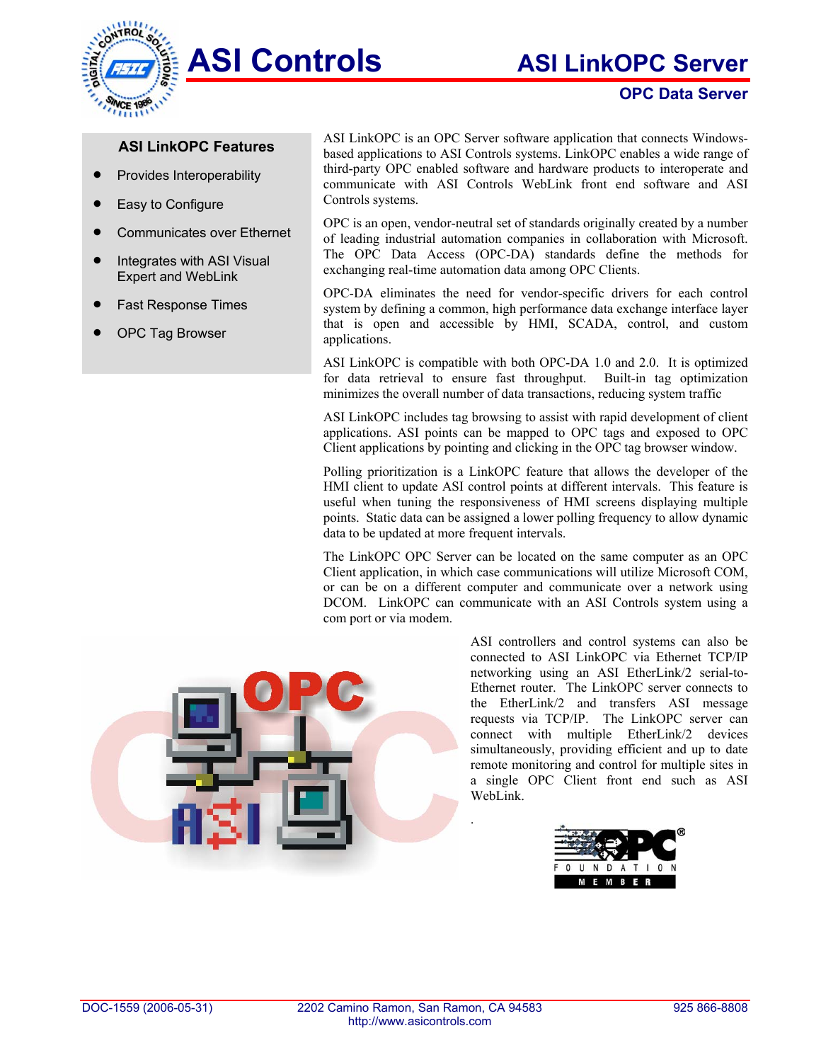# ASI Controls

## ASI LinkOPC Server

### OPC Data Server

**ASI LinkOPC Features**

- Provides Interoperability
- Easy to Configure
- Communicates over Ethernet
- Integrates with ASI Visual Expert and WebLink
- Fast Response Times
- OPC Tag Browser

ASI LinkOPC is an OPC Server software application that connects Windows-based applications to ASI Controls systems. LinkOPC enables a wide range of third-party OPC enabled software and hardware products to interoperate and communicate with ASI Controls WebLink front end software and ASI Controls systems.

OPC is an open, vendor-neutral set of standards originally created by a number of leading industrial automation companies in collaboration with Microsoft. The OPC Data Access (OPC-DA) standards define the methods for exchanging real-time automation data among OPC Clients.

OPC-DA eliminates the need for vendor-specific drivers for each control system by defining a common, high performance data exchange interface layer that is open and accessible by HMI, SCADA, control, and custom applications.

ASI LinkOPC is compatible with both OPC-DA 1.0 and 2.0. It is optimized for data retrieval to ensure fast throughput. Built-in tag optimization minimizes the overall number of data transactions, reducing system traffic

ASI LinkOPC includes tag browsing to assist with rapid development of client applications. ASI points can be mapped to OPC tags and exposed to OPC Client applications by pointing and clicking in the OPC tag browser window.

Polling prioritization is a LinkOPC feature that allows the developer of the HMI client to update ASI control points at different intervals. This feature is useful when tuning the responsiveness of HMI screens displaying multiple points. Static data can be assigned a lower polling frequency to allow dynamic data to be updated at more frequent intervals.

The LinkOPC OPC Server can be located on the same computer as an OPC Client application, in which case communications will utilize Microsoft COM, or can be on a different computer and communicate over a network using DCOM. LinkOPC can communicate with an ASI Controls system using a com port or via modem.

ASI controllers and control systems can also be connected to ASI LinkOPC via Ethernet TCP/IP networking using an ASI EtherLink/2 serial-to-Ethernet router. The LinkOPC server connects to the EtherLink/2 and transfers ASI message requests via TCP/IP. The LinkOPC server can connect with multiple EtherLink/2 devices simultaneously, providing efficient and up to date remote monitoring and control for multiple sites in a single OPC Client front end such as ASI WebLink.

DOC-1559 (2006-05-31) | 2202 Camino Ramon, San Ramon, CA 94583 | http://www.asicontrols.com | 925 866-8808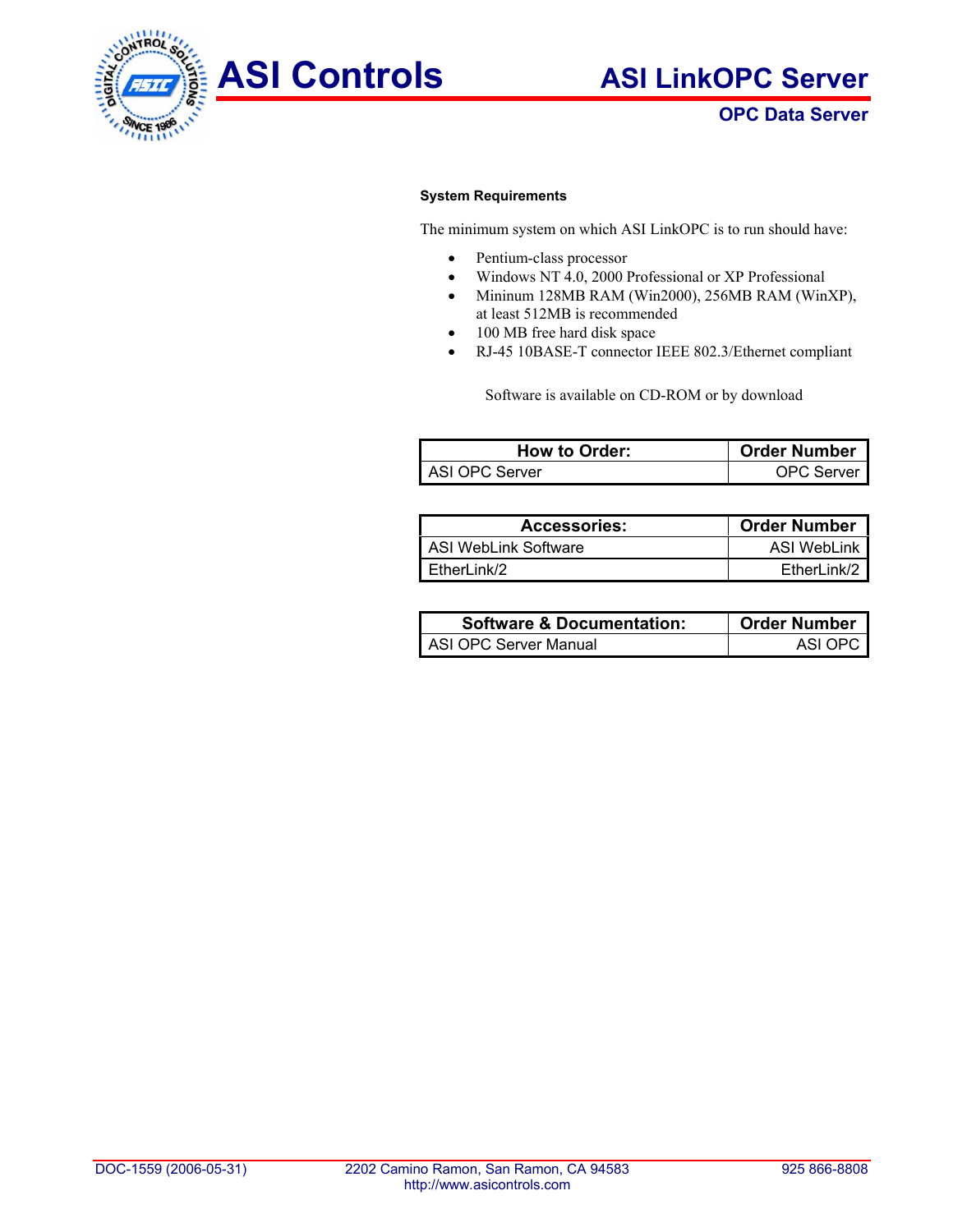#### System Requirements

The minimum system on which ASI LinkOPC is to run should have:

- Pentium-class processor
- Windows NT 4.0, 2000 Professional or XP Professional
- Mininum 128MB RAM (Win2000), 256MB RAM (WinXP), at least 512MB is recommended
- 100 MB free hard disk space
- RJ-45 10BASE-T connector IEEE 802.3/Ethernet compliant

Software is available on CD-ROM or by download

| How to Order: | Order Number |
|---|---|
| ASI OPC Server | OPC Server |

| Accessories: | Order Number |
|---|---|
| ASI WebLink Software | ASI WebLink |
| EtherLink/2 | EtherLink/2 |

| Software & Documentation: | Order Number |
|---|---|
| ASI OPC Server Manual | ASI OPC |